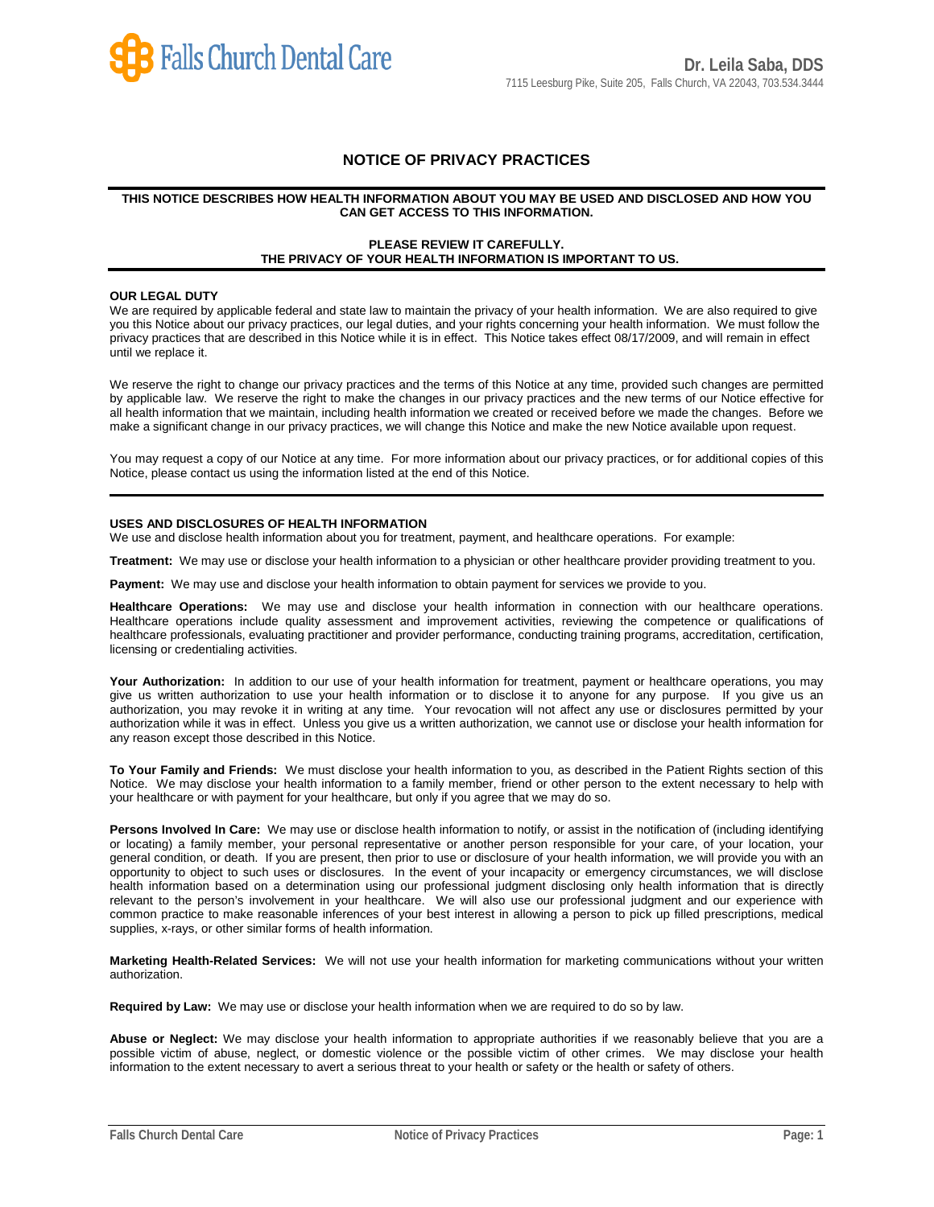Falls Church Dental Care

**Dr. Leila Saba, DDS**
7115 Leesburg Pike, Suite 205, Falls Church, VA 22043, 703.534.3444

# NOTICE OF PRIVACY PRACTICES

**THIS NOTICE DESCRIBES HOW HEALTH INFORMATION ABOUT YOU MAY BE USED AND DISCLOSED AND HOW YOU CAN GET ACCESS TO THIS INFORMATION.**

**PLEASE REVIEW IT CAREFULLY.**
**THE PRIVACY OF YOUR HEALTH INFORMATION IS IMPORTANT TO US.**

---

## OUR LEGAL DUTY

We are required by applicable federal and state law to maintain the privacy of your health information. We are also required to give you this Notice about our privacy practices, our legal duties, and your rights concerning your health information. We must follow the privacy practices that are described in this Notice while it is in effect. This Notice takes effect 08/17/2009, and will remain in effect until we replace it.

We reserve the right to change our privacy practices and the terms of this Notice at any time, provided such changes are permitted by applicable law. We reserve the right to make the changes in our privacy practices and the new terms of our Notice effective for all health information that we maintain, including health information we created or received before we made the changes. Before we make a significant change in our privacy practices, we will change this Notice and make the new Notice available upon request.

You may request a copy of our Notice at any time. For more information about our privacy practices, or for additional copies of this Notice, please contact us using the information listed at the end of this Notice.

---

## USES AND DISCLOSURES OF HEALTH INFORMATION

We use and disclose health information about you for treatment, payment, and healthcare operations. For example:

**Treatment:** We may use or disclose your health information to a physician or other healthcare provider providing treatment to you.

**Payment:** We may use and disclose your health information to obtain payment for services we provide to you.

**Healthcare Operations:** We may use and disclose your health information in connection with our healthcare operations. Healthcare operations include quality assessment and improvement activities, reviewing the competence or qualifications of healthcare professionals, evaluating practitioner and provider performance, conducting training programs, accreditation, certification, licensing or credentialing activities.

**Your Authorization:** In addition to our use of your health information for treatment, payment or healthcare operations, you may give us written authorization to use your health information or to disclose it to anyone for any purpose. If you give us an authorization, you may revoke it in writing at any time. Your revocation will not affect any use or disclosures permitted by your authorization while it was in effect. Unless you give us a written authorization, we cannot use or disclose your health information for any reason except those described in this Notice.

**To Your Family and Friends:** We must disclose your health information to you, as described in the Patient Rights section of this Notice. We may disclose your health information to a family member, friend or other person to the extent necessary to help with your healthcare or with payment for your healthcare, but only if you agree that we may do so.

**Persons Involved In Care:** We may use or disclose health information to notify, or assist in the notification of (including identifying or locating) a family member, your personal representative or another person responsible for your care, of your location, your general condition, or death. If you are present, then prior to use or disclosure of your health information, we will provide you with an opportunity to object to such uses or disclosures. In the event of your incapacity or emergency circumstances, we will disclose health information based on a determination using our professional judgment disclosing only health information that is directly relevant to the person's involvement in your healthcare. We will also use our professional judgment and our experience with common practice to make reasonable inferences of your best interest in allowing a person to pick up filled prescriptions, medical supplies, x-rays, or other similar forms of health information.

**Marketing Health-Related Services:** We will not use your health information for marketing communications without your written authorization.

**Required by Law:** We may use or disclose your health information when we are required to do so by law.

**Abuse or Neglect:** We may disclose your health information to appropriate authorities if we reasonably believe that you are a possible victim of abuse, neglect, or domestic violence or the possible victim of other crimes. We may disclose your health information to the extent necessary to avert a serious threat to your health or safety or the health or safety of others.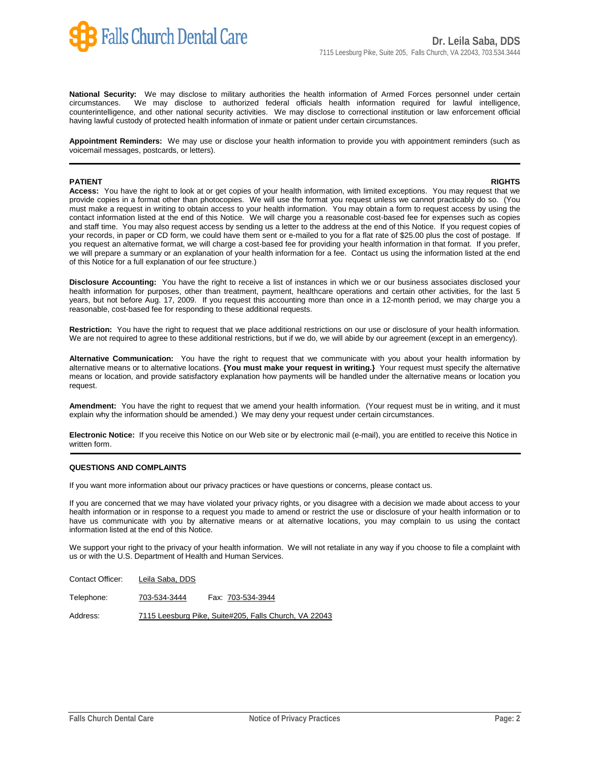**National Security:** We may disclose to military authorities the health information of Armed Forces personnel under certain circumstances. We may disclose to authorized federal officials health information required for lawful intelligence, counterintelligence, and other national security activities. We may disclose to correctional institution or law enforcement official having lawful custody of protected health information of inmate or patient under certain circumstances.

**Appointment Reminders:** We may use or disclose your health information to provide you with appointment reminders (such as voicemail messages, postcards, or letters).

---

## PATIENT RIGHTS

**Access:** You have the right to look at or get copies of your health information, with limited exceptions. You may request that we provide copies in a format other than photocopies. We will use the format you request unless we cannot practicably do so. (You must make a request in writing to obtain access to your health information. You may obtain a form to request access by using the contact information listed at the end of this Notice. We will charge you a reasonable cost-based fee for expenses such as copies and staff time. You may also request access by sending us a letter to the address at the end of this Notice. If you request copies of your records, in paper or CD form, we could have them sent or e-mailed to you for a flat rate of $25.00 plus the cost of postage. If you request an alternative format, we will charge a cost-based fee for providing your health information in that format. If you prefer, we will prepare a summary or an explanation of your health information for a fee. Contact us using the information listed at the end of this Notice for a full explanation of our fee structure.)

**Disclosure Accounting:** You have the right to receive a list of instances in which we or our business associates disclosed your health information for purposes, other than treatment, payment, healthcare operations and certain other activities, for the last 5 years, but not before Aug. 17, 2009. If you request this accounting more than once in a 12-month period, we may charge you a reasonable, cost-based fee for responding to these additional requests.

**Restriction:** You have the right to request that we place additional restrictions on our use or disclosure of your health information. We are not required to agree to these additional restrictions, but if we do, we will abide by our agreement (except in an emergency).

**Alternative Communication:** You have the right to request that we communicate with you about your health information by alternative means or to alternative locations. **{You must make your request in writing.}** Your request must specify the alternative means or location, and provide satisfactory explanation how payments will be handled under the alternative means or location you request.

**Amendment:** You have the right to request that we amend your health information. (Your request must be in writing, and it must explain why the information should be amended.) We may deny your request under certain circumstances.

**Electronic Notice:** If you receive this Notice on our Web site or by electronic mail (e-mail), you are entitled to receive this Notice in written form.

---

## QUESTIONS AND COMPLAINTS

If you want more information about our privacy practices or have questions or concerns, please contact us.

If you are concerned that we may have violated your privacy rights, or you disagree with a decision we made about access to your health information or in response to a request you made to amend or restrict the use or disclosure of your health information or to have us communicate with you by alternative means or at alternative locations, you may complain to us using the contact information listed at the end of this Notice.

We support your right to the privacy of your health information. We will not retaliate in any way if you choose to file a complaint with us or with the U.S. Department of Health and Human Services.

Contact Officer: Leila Saba, DDS

Telephone: 703-534-3444 Fax: 703-534-3944

Address: 7115 Leesburg Pike, Suite#205, Falls Church, VA 22043